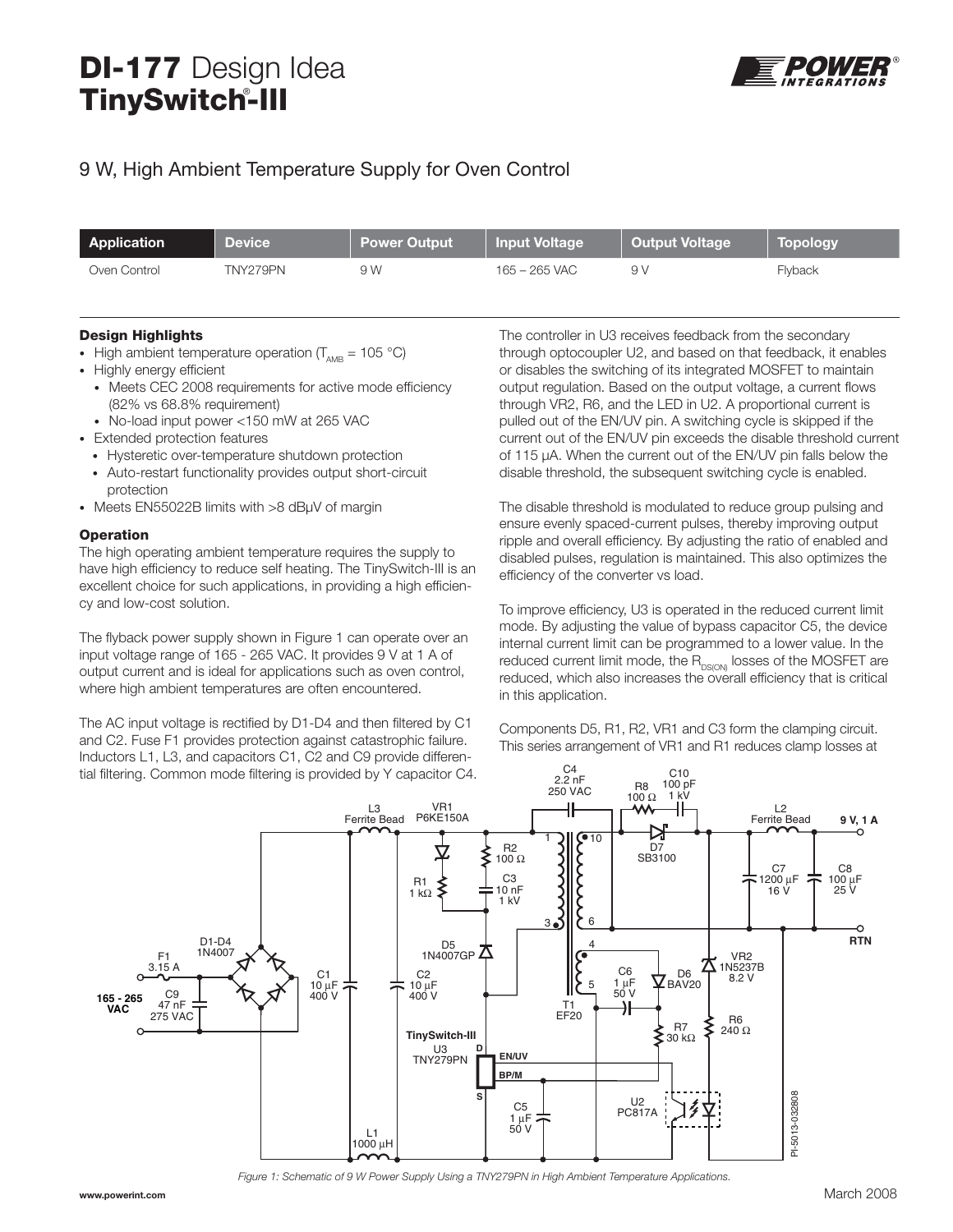# DI-177 Design Idea
# TinySwitch®-III

## 9 W, High Ambient Temperature Supply for Oven Control

| Application | Device | Power Output | Input Voltage | Output Voltage | Topology |
|---|---|---|---|---|---|
| Oven Control | TNY279PN | 9 W | 165 – 265 VAC | 9 V | Flyback |

### Design Highlights

- High ambient temperature operation ($T_{AMB}$ = 105 °C)
- Highly energy efficient
  - Meets CEC 2008 requirements for active mode efficiency (82% vs 68.8% requirement)
  - No-load input power <150 mW at 265 VAC
- Extended protection features
  - Hysteretic over-temperature shutdown protection
  - Auto-restart functionality provides output short-circuit protection
- Meets EN55022B limits with >8 dBμV of margin

### Operation

The high operating ambient temperature requires the supply to have high efficiency to reduce self heating. The TinySwitch-III is an excellent choice for such applications, in providing a high efficiency and low-cost solution.

The flyback power supply shown in Figure 1 can operate over an input voltage range of 165 - 265 VAC. It provides 9 V at 1 A of output current and is ideal for applications such as oven control, where high ambient temperatures are often encountered.

The AC input voltage is rectified by D1-D4 and then filtered by C1 and C2. Fuse F1 provides protection against catastrophic failure. Inductors L1, L3, and capacitors C1, C2 and C9 provide differential filtering. Common mode filtering is provided by Y capacitor C4.

The controller in U3 receives feedback from the secondary through optocoupler U2, and based on that feedback, it enables or disables the switching of its integrated MOSFET to maintain output regulation. Based on the output voltage, a current flows through VR2, R6, and the LED in U2. A proportional current is pulled out of the EN/UV pin. A switching cycle is skipped if the current out of the EN/UV pin exceeds the disable threshold current of 115 μA. When the current out of the EN/UV pin falls below the disable threshold, the subsequent switching cycle is enabled.

The disable threshold is modulated to reduce group pulsing and ensure evenly spaced-current pulses, thereby improving output ripple and overall efficiency. By adjusting the ratio of enabled and disabled pulses, regulation is maintained. This also optimizes the efficiency of the converter vs load.

To improve efficiency, U3 is operated in the reduced current limit mode. By adjusting the value of bypass capacitor C5, the device internal current limit can be programmed to a lower value. In the reduced current limit mode, the $R_{DS(ON)}$ losses of the MOSFET are reduced, which also increases the overall efficiency that is critical in this application.

Components D5, R1, R2, VR1 and C3 form the clamping circuit. This series arrangement of VR1 and R1 reduces clamp losses at

*Figure 1: Schematic of 9 W Power Supply Using a TNY279PN in High Ambient Temperature Applications.*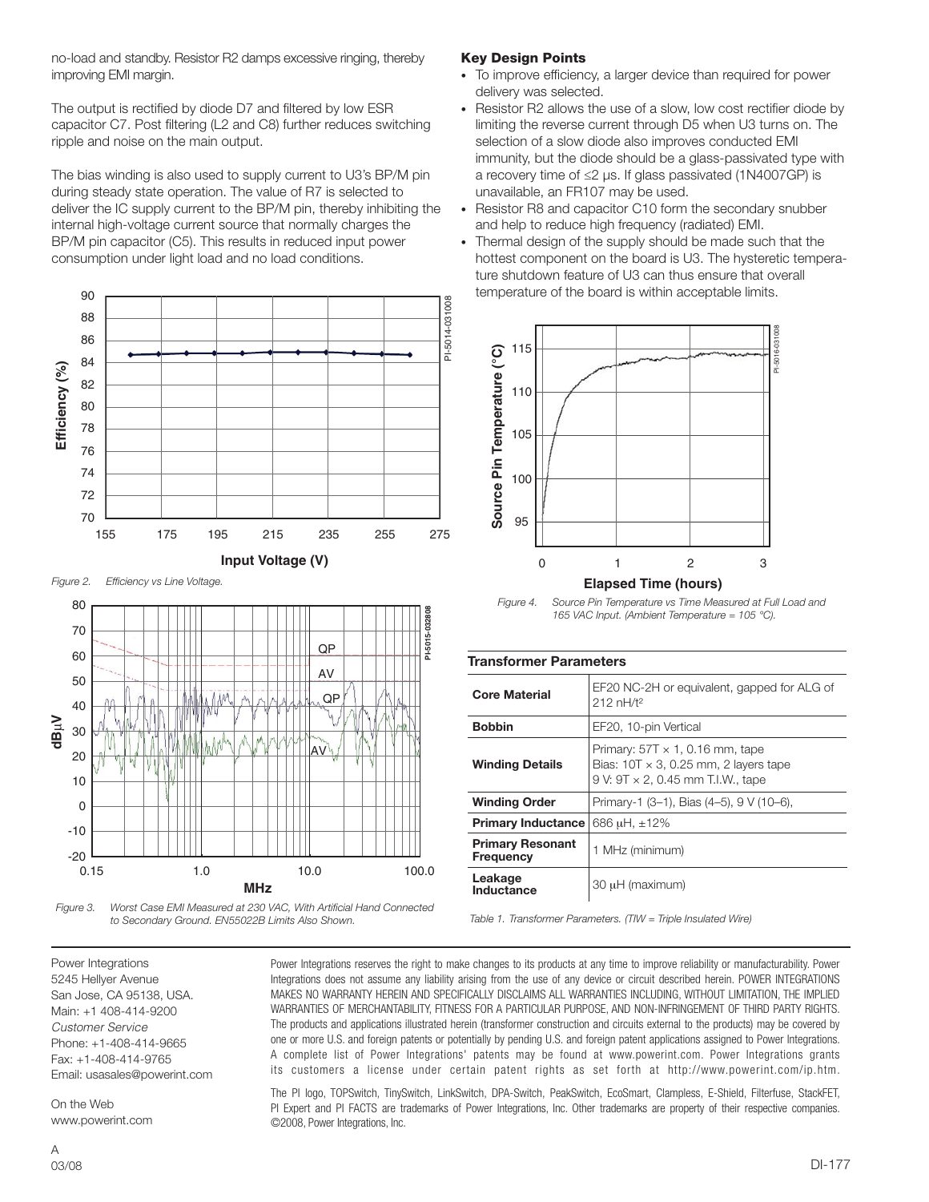no-load and standby. Resistor R2 damps excessive ringing, thereby improving EMI margin.

The output is rectified by diode D7 and filtered by low ESR capacitor C7. Post filtering (L2 and C8) further reduces switching ripple and noise on the main output.

The bias winding is also used to supply current to U3's BP/M pin during steady state operation. The value of R7 is selected to deliver the IC supply current to the BP/M pin, thereby inhibiting the internal high-voltage current source that normally charges the BP/M pin capacitor (C5). This results in reduced input power consumption under light load and no load conditions.

90
88
86
84
82
80
78
76
74
72
70
Efficiency (%)
155 175 195 215 235 255 275
Input Voltage (V)
PI-5014-031008

*Figure 2. Efficiency vs Line Voltage.*

80
70
60
50
40
30
20
10
0
-10
-20
dBμV
0.15 1.0 10.0 100.0
MHz
QP
AV
QP
AV
PI-5015-032808

*Figure 3. Worst Case EMI Measured at 230 VAC, With Artificial Hand Connected to Secondary Ground. EN55022B Limits Also Shown.*

### Key Design Points

- To improve efficiency, a larger device than required for power delivery was selected.
- Resistor R2 allows the use of a slow, low cost rectifier diode by limiting the reverse current through D5 when U3 turns on. The selection of a slow diode also improves conducted EMI immunity, but the diode should be a glass-passivated type with a recovery time of ≤2 μs. If glass passivated (1N4007GP) is unavailable, an FR107 may be used.
- Resistor R8 and capacitor C10 form the secondary snubber and help to reduce high frequency (radiated) EMI.
- Thermal design of the supply should be made such that the hottest component on the board is U3. The hysteretic temperature shutdown feature of U3 can thus ensure that overall temperature of the board is within acceptable limits.

115
110
105
100
95
Source Pin Temperature (°C)
0 1 2 3
Elapsed Time (hours)
PI-5016-031008

*Figure 4. Source Pin Temperature vs Time Measured at Full Load and 165 VAC Input. (Ambient Temperature = 105 °C).*

| Transformer Parameters | |
|---|---|
| **Core Material** | EF20 NC-2H or equivalent, gapped for ALG of 212 nH/t² |
| **Bobbin** | EF20, 10-pin Vertical |
| **Winding Details** | Primary: 57T × 1, 0.16 mm, tape<br>Bias: 10T × 3, 0.25 mm, 2 layers tape<br>9 V: 9T × 2, 0.45 mm T.I.W., tape |
| **Winding Order** | Primary-1 (3–1), Bias (4–5), 9 V (10–6), |
| **Primary Inductance** | 686 μH, ±12% |
| **Primary Resonant Frequency** | 1 MHz (minimum) |
| **Leakage Inductance** | 30 μH (maximum) |

*Table 1. Transformer Parameters. (TIW = Triple Insulated Wire)*

Power Integrations
5245 Hellyer Avenue
San Jose, CA 95138, USA.
Main: +1 408-414-9200
*Customer Service*
Phone: +1-408-414-9665
Fax: +1-408-414-9765
Email: usasales@powerint.com

On the Web
www.powerint.com

Power Integrations reserves the right to make changes to its products at any time to improve reliability or manufacturability. Power Integrations does not assume any liability arising from the use of any device or circuit described herein. POWER INTEGRATIONS MAKES NO WARRANTY HEREIN AND SPECIFICALLY DISCLAIMS ALL WARRANTIES INCLUDING, WITHOUT LIMITATION, THE IMPLIED WARRANTIES OF MERCHANTABILITY, FITNESS FOR A PARTICULAR PURPOSE, AND NON-INFRINGEMENT OF THIRD PARTY RIGHTS. The products and applications illustrated herein (transformer construction and circuits external to the products) may be covered by one or more U.S. and foreign patents or potentially by pending U.S. and foreign patent applications assigned to Power Integrations. A complete list of Power Integrations' patents may be found at www.powerint.com. Power Integrations grants its customers a license under certain patent rights as set forth at http://www.powerint.com/ip.htm.

The PI logo, TOPSwitch, TinySwitch, LinkSwitch, DPA-Switch, PeakSwitch, EcoSmart, Clampless, E-Shield, Filterfuse, StackFET, PI Expert and PI FACTS are trademarks of Power Integrations, Inc. Other trademarks are property of their respective companies. ©2008, Power Integrations, Inc.

A
03/08